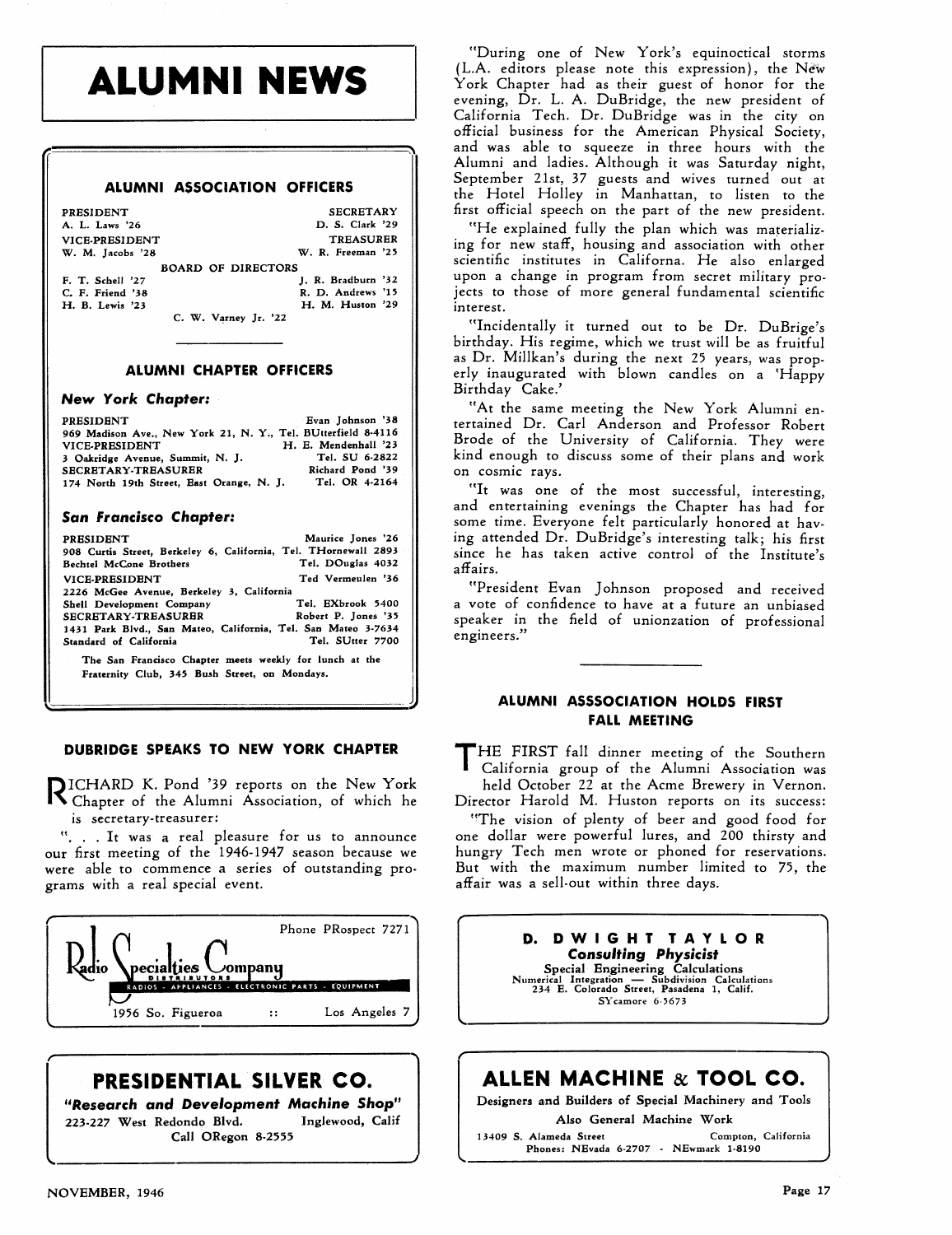# ALUMNI NEWS

## ALUMNI ASSOCIATION OFFICERS

| | |
|---|---|
| PRESIDENT | SECRETARY |
| A. L. Laws '26 | D. S. Clark '29 |
| VICE-PRESIDENT | TREASURER |
| W. M. Jacobs '28 | W. R. Freeman '25 |

**BOARD OF DIRECTORS**

| | |
|---|---|
| F. T. Schell '27 | J. R. Bradburn '32 |
| C. F. Friend '38 | R. D. Andrews '15 |
| H. B. Lewis '23 | H. M. Huston '29 |

C. W. Varney Jr. '22

## ALUMNI CHAPTER OFFICERS

### *New York Chapter:*

PRESIDENT — Evan Johnson '38
969 Madison Ave., New York 21, N. Y., Tel. BUtterfield 8-4116

VICE-PRESIDENT — H. E. Mendenhall '23
3 Oakridge Avenue, Summit, N. J. — Tel. SU 6-2822

SECRETARY-TREASURER — Richard Pond '39
174 North 19th Street, East Orange, N. J. — Tel. OR 4-2164

### *San Francisco Chapter:*

PRESIDENT — Maurice Jones '26
908 Curtis Street, Berkeley 6, California, Tel. THornewall 2893
Bechtel McCone Brothers — Tel. DOuglas 4032

VICE-PRESIDENT — Ted Vermeulen '36
2226 McGee Avenue, Berkeley 3, California
Shell Development Company — Tel. EXbrook 5400

SECRETARY-TREASURER — Robert P. Jones '35
1431 Park Blvd., San Mateo, California, Tel. San Mateo 3-7634
Standard of California — Tel. SUtter 7700

The San Francisco Chapter meets weekly for lunch at the Fraternity Club, 345 Bush Street, on Mondays.

## DUBRIDGE SPEAKS TO NEW YORK CHAPTER

RICHARD K. Pond '39 reports on the New York Chapter of the Alumni Association, of which he is secretary-treasurer:

". . . It was a real pleasure for us to announce our first meeting of the 1946-1947 season because we were able to commence a series of outstanding programs with a real special event.

"During one of New York's equinoctical storms (L.A. editors please note this expression), the New York Chapter had as their guest of honor for the evening, Dr. L. A. DuBridge, the new president of California Tech. Dr. DuBridge was in the city on official business for the American Physical Society, and was able to squeeze in three hours with the Alumni and ladies. Although it was Saturday night, September 21st, 37 guests and wives turned out at the Hotel Holley in Manhattan, to listen to the first official speech on the part of the new president.

"He explained fully the plan which was materializing for new staff, housing and association with other scientific institutes in Californa. He also enlarged upon a change in program from secret military projects to those of more general fundamental scientific interest.

"Incidentally it turned out to be Dr. DuBrige's birthday. His regime, which we trust will be as fruitful as Dr. Millkan's during the next 25 years, was properly inaugurated with blown candles on a 'Happy Birthday Cake.'

"At the same meeting the New York Alumni entertained Dr. Carl Anderson and Professor Robert Brode of the University of California. They were kind enough to discuss some of their plans and work on cosmic rays.

"It was one of the most successful, interesting, and entertaining evenings the Chapter has had for some time. Everyone felt particularly honored at having attended Dr. DuBridge's interesting talk; his first since he has taken active control of the Institute's affairs.

"President Evan Johnson proposed and received a vote of confidence to have at a future an unbiased speaker in the field of unionzation of professional engineers."

## ALUMNI ASSSOCIATION HOLDS FIRST FALL MEETING

THE FIRST fall dinner meeting of the Southern California group of the Alumni Association was held October 22 at the Acme Brewery in Vernon. Director Harold M. Huston reports on its success:

"The vision of plenty of beer and good food for one dollar were powerful lures, and 200 thirsty and hungry Tech men wrote or phoned for reservations. But with the maximum number limited to 75, the affair was a sell-out within three days.

---

Phone PRospect 7271
**Radio Specialties Company**
DISTRIBUTORS
RADIOS · APPLIANCES · ELECTRONIC PARTS · EQUIPMENT
1956 So. Figueroa :: Los Angeles 7

---

**PRESIDENTIAL SILVER CO.**
*"Research and Development Machine Shop"*
223-227 West Redondo Blvd. — Inglewood, Calif
Call ORegon 8-2555

---

**D. DWIGHT TAYLOR**
***Consulting Physicist***
Special Engineering Calculations
Numerical Integration — Subdivision Calculations
234 E. Colorado Street, Pasadena 1, Calif.
SYcamore 6-5673

---

**ALLEN MACHINE & TOOL CO.**
Designers and Builders of Special Machinery and Tools
Also General Machine Work
13409 S. Alameda Street — Compton, California
Phones: NEvada 6-2707 · NEwmark 1-8190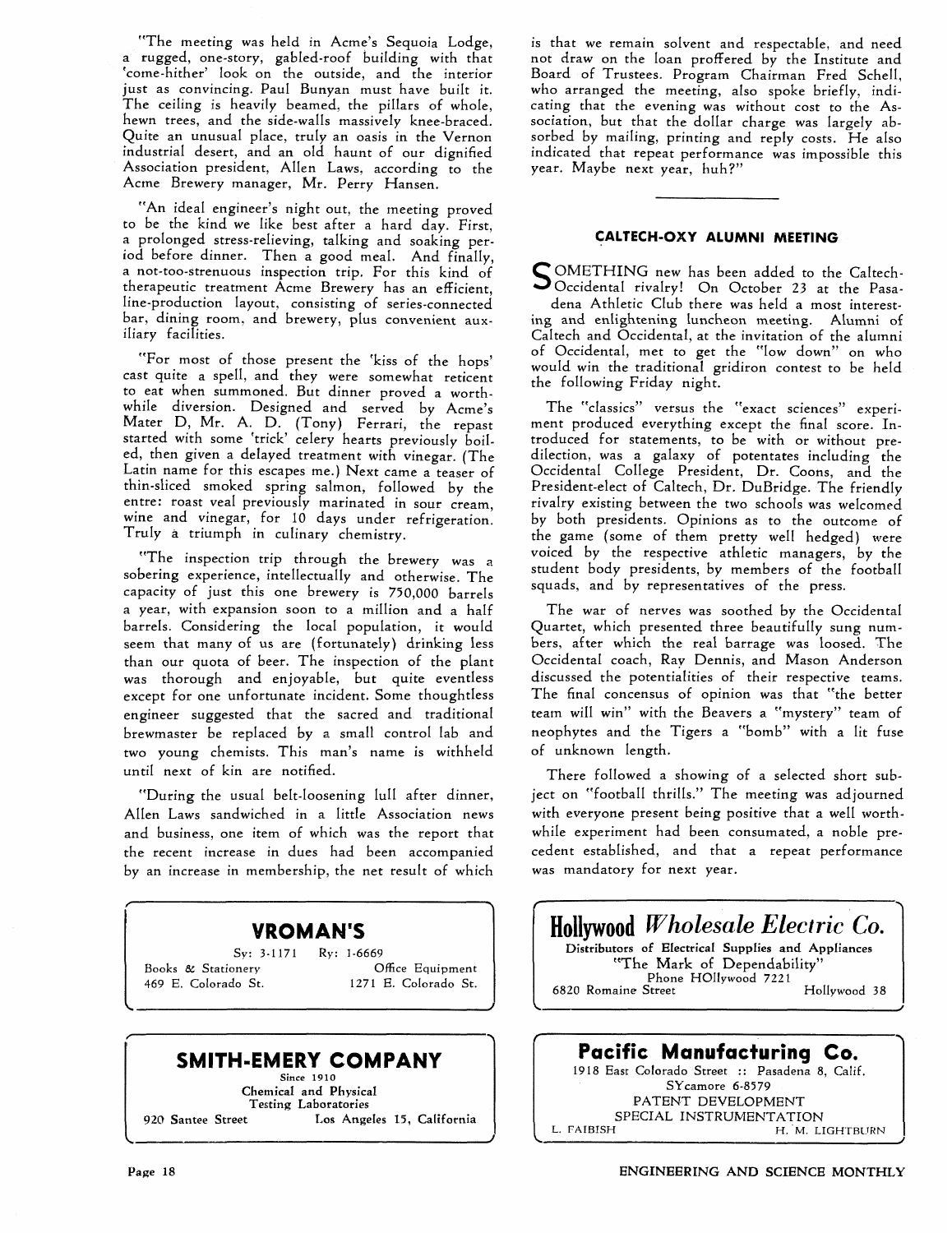"The meeting was held in Acme's Sequoia Lodge, a rugged, one-story, gabled-roof building with that 'come-hither' look on the outside, and the interior just as convincing. Paul Bunyan must have built it. The ceiling is heavily beamed, the pillars of whole, hewn trees, and the side-walls massively knee-braced. Quite an unusual place, truly an oasis in the Vernon industrial desert, and an old haunt of our dignified Association president, Allen Laws, according to the Acme Brewery manager, Mr. Perry Hansen.

"An ideal engineer's night out, the meeting proved to be the kind we like best after a hard day. First, a prolonged stress-relieving, talking and soaking period before dinner. Then a good meal. And finally, a not-too-strenuous inspection trip. For this kind of therapeutic treatment Acme Brewery has an efficient, line-production layout, consisting of series-connected bar, dining room, and brewery, plus convenient auxiliary facilities.

"For most of those present the 'kiss of the hops' cast quite a spell, and they were somewhat reticent to eat when summoned. But dinner proved a worthwhile diversion. Designed and served by Acme's Mater D, Mr. A. D. (Tony) Ferrari, the repast started with some 'trick' celery hearts previously boiled, then given a delayed treatment with vinegar. (The Latin name for this escapes me.) Next came a teaser of thin-sliced smoked spring salmon, followed by the entre: roast veal previously marinated in sour cream, wine and vinegar, for 10 days under refrigeration. Truly a triumph in culinary chemistry.

"The inspection trip through the brewery was a sobering experience, intellectually and otherwise. The capacity of just this one brewery is 750,000 barrels a year, with expansion soon to a million and a half barrels. Considering the local population, it would seem that many of us are (fortunately) drinking less than our quota of beer. The inspection of the plant was thorough and enjoyable, but quite eventless except for one unfortunate incident. Some thoughtless engineer suggested that the sacred and traditional brewmaster be replaced by a small control lab and two young chemists. This man's name is withheld until next of kin are notified.

"During the usual belt-loosening lull after dinner, Allen Laws sandwiched in a little Association news and business, one item of which was the report that the recent increase in dues had been accompanied by an increase in membership, the net result of which is that we remain solvent and respectable, and need not draw on the loan proffered by the Institute and Board of Trustees. Program Chairman Fred Schell, who arranged the meeting, also spoke briefly, indicating that the evening was without cost to the Association, but that the dollar charge was largely absorbed by mailing, printing and reply costs. He also indicated that repeat performance was impossible this year. Maybe next year, huh?"

## CALTECH-OXY ALUMNI MEETING

SOMETHING new has been added to the Caltech-Occidental rivalry! On October 23 at the Pasadena Athletic Club there was held a most interesting and enlightening luncheon meeting. Alumni of Caltech and Occidental, at the invitation of the alumni of Occidental, met to get the "low down" on who would win the traditional gridiron contest to be held the following Friday night.

The "classics" versus the "exact sciences" experiment produced everything except the final score. Introduced for statements, to be with or without predilection, was a galaxy of potentates including the Occidental College President, Dr. Coons, and the President-elect of Caltech, Dr. DuBridge. The friendly rivalry existing between the two schools was welcomed by both presidents. Opinions as to the outcome of the game (some of them pretty well hedged) were voiced by the respective athletic managers, by the student body presidents, by members of the football squads, and by representatives of the press.

The war of nerves was soothed by the Occidental Quartet, which presented three beautifully sung numbers, after which the real barrage was loosed. The Occidental coach, Ray Dennis, and Mason Anderson discussed the potentialities of their respective teams. The final concensus of opinion was that "the better team will win" with the Beavers a "mystery" team of neophytes and the Tigers a "bomb" with a lit fuse of unknown length.

There followed a showing of a selected short subject on "football thrills." The meeting was adjourned with everyone present being positive that a well worthwhile experiment had been consumated, a noble precedent established, and that a repeat performance was mandatory for next year.

---

**VROMAN'S**
Sy: 3-1171 Ry: 1-6669
Books & Stationery — 469 E. Colorado St.
Office Equipment — 1271 E. Colorado St.

---

**SMITH-EMERY COMPANY**
Since 1910
Chemical and Physical Testing Laboratories
920 Santee Street — Los Angeles 15, California

---

**Hollywood *Wholesale Electric Co.***
Distributors of Electrical Supplies and Appliances
"The Mark of Dependability"
Phone HOllywood 7221
6820 Romaine Street — Hollywood 38

---

**Pacific Manufacturing Co.**
1918 East Colorado Street :: Pasadena 8, Calif.
SYcamore 6-8579
PATENT DEVELOPMENT
SPECIAL INSTRUMENTATION
L. FAIBISH — H. M. LIGHTBURN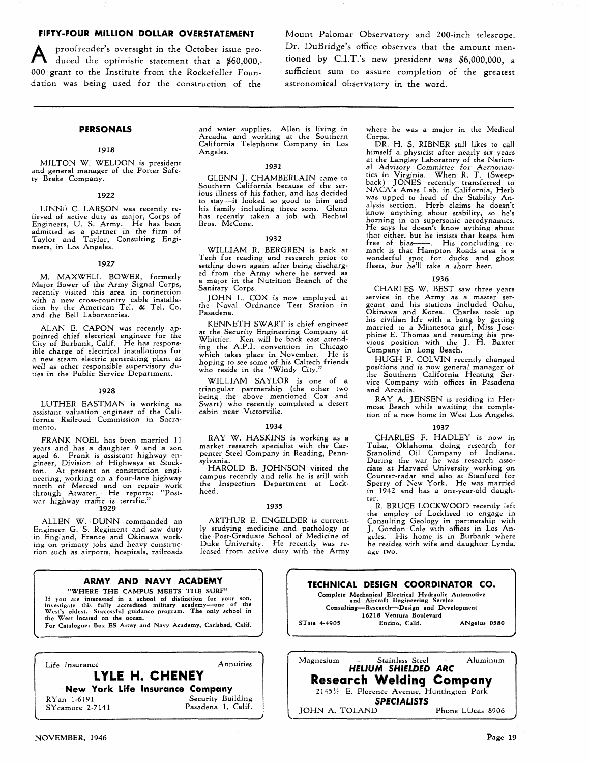## FIFTY-FOUR MILLION DOLLAR OVERSTATEMENT

A proofreader's oversight in the October issue produced the optimistic statement that a $60,000,000 grant to the Institute from the Rockefeller Foundation was being used for the construction of the Mount Palomar Observatory and 200-inch telescope. Dr. DuBridge's office observes that the amount mentioned by C.I.T.'s new president was $6,000,000, a sufficient sum to assure completion of the greatest astronomical observatory in the word.

## PERSONALS

### 1918

MILTON W. WELDON is president and general manager of the Porter Safety Brake Company.

### 1922

LINNÉ C. LARSON was recently relieved of active duty as major, Corps of Engineers, U. S. Army. He has been admitted as a partner in the firm of Taylor and Taylor, Consulting Engineers, in Los Angeles.

### 1927

M. MAXWELL BOWER, formerly Major Bower of the Army Signal Corps, recently visited this area in connection with a new cross-country cable installation by the American Tel. & Tel. Co. and the Bell Laboratories.

ALAN E. CAPON was recently appointed chief electrical engineer for the City of Burbank, Calif. He has responsible charge of electrical installations for a new steam electric generating plant as well as other responsible supervisory duties in the Public Service Department.

### 1928

LUTHER EASTMAN is working as assistant valuation engineer of the California Railroad Commission in Sacramento.

FRANK NOEL has been married 11 years and has a daughter 9 and a son aged 6. Frank is assistant highway engineer, Division of Highways at Stockton. At present on construction engineering, working on a four-lane highway north of Merced and on repair work through Atwater. He reports: "Postwar highway traffic is terrific."

### 1929

ALLEN W. DUNN commanded an Engineer G. S. Regiment and saw duty in England, France and Okinawa working on primary jobs and heavy construction such as airports, hospitals, railroads and water supplies. Allen is living in Arcadia and working at the Southern California Telephone Company in Los Angeles.

### 1931

GLENN J. CHAMBERLAIN came to Southern California because of the serious illness of his father, and has decided to stay—it looked so good to him and his family including three sons. Glenn has recently taken a job wth Bechtel Bros. McCone.

### 1932

WILLIAM R. BERGREN is back at Tech for reading and research prior to settling down again after being discharged from the Army where he served as a major in the Nutrition Branch of the Sanitary Corps.

JOHN L. COX is now employed at the Naval Ordnance Test Station in Pasadena.

KENNETH SWART is chief engineer at the Security Engineering Company at Whittier. Ken will be back east attending the A.P.I. convention in Chicago which takes place in November. He is hoping to see some of his Caltech friends who reside in the "Windy City."

WILLIAM SAYLOR is one of a triangular partnership (the other two being the above mentioned Cox and Swart) who recently completed a desert cabin near Victorville.

### 1934

RAY W. HASKINS is working as a market research specialist with the Carpenter Steel Company in Reading, Pennsylvania.

HAROLD B. JOHNSON visited the campus recently and tells he is still with the Inspection Department at Lockheed.

### 1935

ARTHUR E. ENGELDER is currently studying medicine and pathology at the Post-Graduate School of Medicine of Duke University. He recently was released from active duty with the Army where he was a major in the Medical Corps.

DR. H. S. RIBNER still likes to call himself a physicist after nearly six years at the Langley Laboratory of the *National Advisory Committee for Aernonautics* in Virginia. When R. T. (Sweepback) JONES recently transferred to NACA's Ames Lab. in California, Herb was upped to head of the Stability Analysis section. Herb claims he doesn't know anything about stability, so he's horning in on supersonic aerodynamics. He says he doesn't know aything about that either, but he insists that keeps him free of bias——. His concluding remark is that Hampton Roads area is a wonderful spot for ducks and ghost fleets, *but he'll take a short beer.*

### 1936

CHARLES W. BEST saw three years service in the Army as a master sergeant and his stations included Oahu, Okinawa and Korea. Charles took up his civilian life with a bang by getting married to a Minnesota girl, Miss Josephine E. Thomas and resuming his previous position with the J. H. Baxter Company in Long Beach.

HUGH F. COLVIN recently changed positions and is now general manager of the Southern California Heating Service Company with offices in Pasadena and Arcadia.

RAY A. JENSEN is residing in Hermosa Beach while awaiting the completion of a new home in West Los Angeles.

### 1937

CHARLES F. HADLEY is now in Tulsa, Oklahoma doing research for Stanolind Oil Company of Indiana. During the war he was research associate at Harvard University working on Counter-radar and also at Stanford for Sperry of New York. He was married in 1942 and has a one-year-old daughter.

R. BRUCE LOCKWOOD recently left the employ of Lockheed to engage in Consulting Geology in partnership with J. Gordon Cole with offices in Los Angeles. His home is in Burbank where he resides with wife and daughter Lynda, age two.

---

**ARMY AND NAVY ACADEMY**

"WHERE THE CAMPUS MEETS THE SURF"

If you are interested in a school of distinction for your son, investigate this fully accredited military academy—one of the West's oldest. Successful guidance program. The only school in the West located on the ocean.

For Catalogue: Box ES Army and Navy Academy, Carlsbad, Calif.

---

**TECHNICAL DESIGN COORDINATOR CO.**

Complete Mechanical Electrical Hydraulic Automotive and Aircraft Engineering Service

Consulting—Research—Design and Development

16218 Ventura Boulevard

STate 4-4905 Encino, Calif. ANgelus 0580

---

Life Insurance Annuities

**LYLE H. CHENEY**

**New York Life Insurance Company**

RYan 1-6191 Security Building

SYcamore 2-7141 Pasadena 1, Calif.

---

Magnesium - Stainless Steel - Aluminum

***HELIUM SHIELDED ARC***

**Research Welding Company**

2145½ E. Florence Avenue, Huntington Park

***SPECIALISTS***

JOHN A. TOLAND Phone LUcas 8906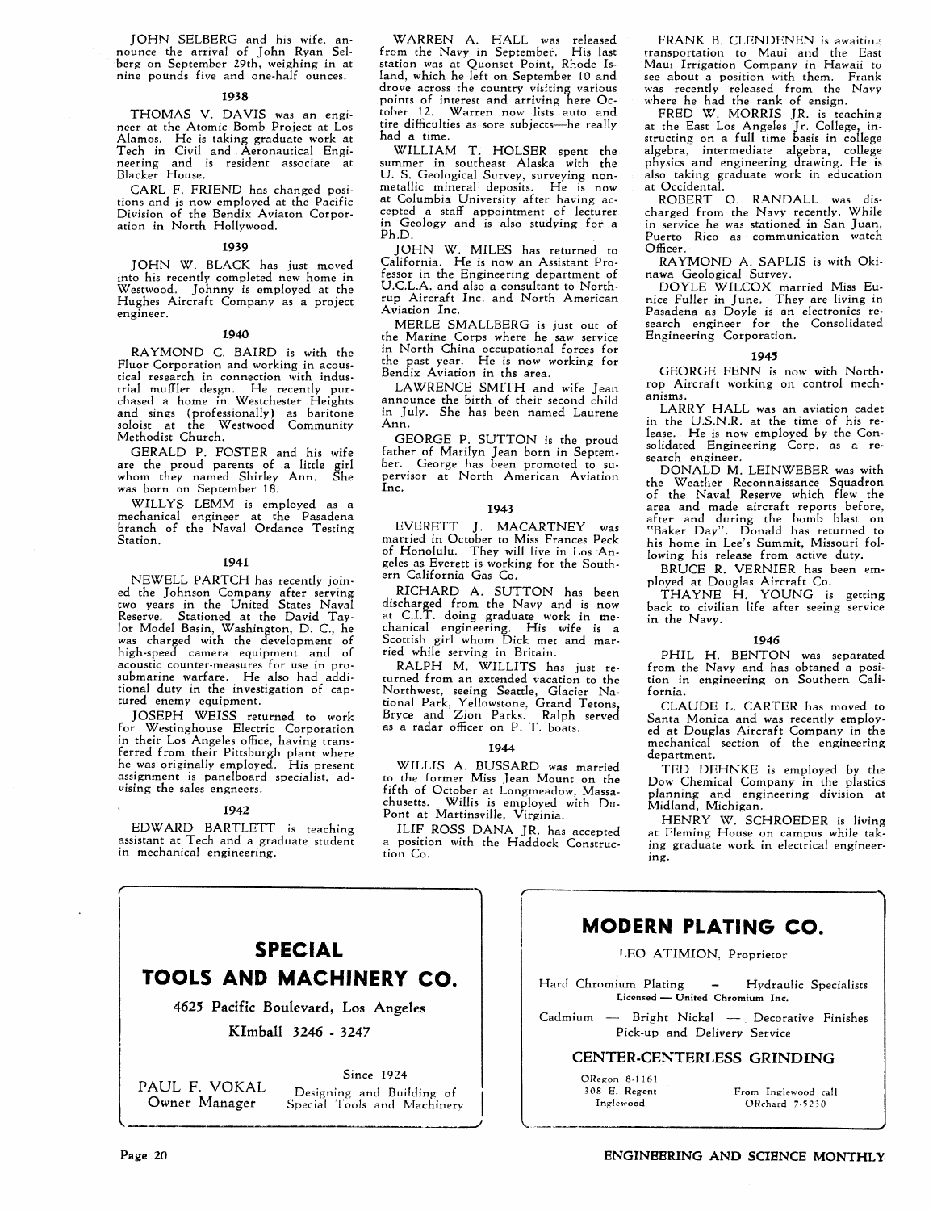JOHN SELBERG and his wife, announce the arrival of John Ryan Selberg on September 29th, weighing in at nine pounds five and one-half ounces.

### 1938

THOMAS V. DAVIS was an engineer at the Atomic Bomb Project at Los Alamos. He is taking graduate work at Tech in Civil and Aeronautical Engineering and is resident associate at Blacker House.

CARL F. FRIEND has changed positions and is now employed at the Pacific Division of the Bendix Aviaton Corporation in North Hollywood.

### 1939

JOHN W. BLACK has just moved into his recently completed new home in Westwood. Johnny is employed at the Hughes Aircraft Company as a project engineer.

### 1940

RAYMOND C. BAIRD is with the Fluor Corporation and working in acoustical research in connection with industrial muffler desgn. He recently purchased a home in Westchester Heights and sings (professionally) as baritone soloist at the Westwood Community Methodist Church.

GERALD P. FOSTER and his wife are the proud parents of a little girl whom they named Shirley Ann. She was born on September 18.

WILLYS LEMM is employed as a mechanical engineer at the Pasadena branch of the Naval Ordance Testing Station.

### 1941

NEWELL PARTCH has recently joined the Johnson Company after serving two years in the United States Naval Reserve. Stationed at the David Taylor Model Basin, Washington, D. C., he was charged with the development of high-speed camera equipment and of acoustic counter-measures for use in pro-submarine warfare. He also had additional duty in the investigation of captured enemy equipment.

JOSEPH WEISS returned to work for Westinghouse Electric Corporation in their Los Angeles office, having transferred from their Pittsburgh plant where he was originally employed. His present assignment is panelboard specialist, advising the sales engneers.

### 1942

EDWARD BARTLETT is teaching assistant at Tech and a graduate student in mechanical engineering.

WARREN A. HALL was released from the Navy in September. His last station was at Quonset Point, Rhode Island, which he left on September 10 and drove across the country visiting various points of interest and arriving here October 12. Warren now lists auto and tire difficulties as sore subjects—he really had a time.

WILLIAM T. HOLSER spent the summer in southeast Alaska with the U. S. Geological Survey, surveying nonmetallic mineral deposits. He is now at Columbia University after having accepted a staff appointment of lecturer in Geology and is also studying for a Ph.D.

JOHN W. MILES has returned to California. He is now an Assistant Professor in the Engineering department of U.C.L.A. and also a consultant to Northrup Aircraft Inc. and North American Aviation Inc.

MERLE SMALLBERG is just out of the Marine Corps where he saw service in North China occupational forces for the past year. He is now working for Bendix Aviation in ths area.

LAWRENCE SMITH and wife Jean announce the birth of their second child in July. She has been named Laurene Ann.

GEORGE P. SUTTON is the proud father of Marilyn Jean born in September. George has been promoted to supervisor at North American Aviation Inc.

### 1943

EVERETT J. MACARTNEY was married in October to Miss Frances Peck of Honolulu. They will live in Los Angeles as Everett is working for the Southern California Gas Co.

RICHARD A. SUTTON has been discharged from the Navy and is now at C.I.T. doing graduate work in mechanical engineering. His wife is a Scottish girl whom Dick met and married while serving in Britain.

RALPH M. WILLITS has just returned from an extended vacation to the Northwest, seeing Seattle, Glacier National Park, Yellowstone, Grand Tetons, Bryce and Zion Parks. Ralph served as a radar officer on P. T. boats.

### 1944

WILLIS A. BUSSARD was married to the former Miss Jean Mount on the fifth of October at Longmeadow, Massachusetts. Willis is employed with DuPont at Martinsville, Virginia.

ILIF ROSS DANA JR. has accepted a position with the Haddock Construction Co.

FRANK B. CLENDENEN is awaiting transportation to Maui and the East Maui Irrigation Company in Hawaii to see about a position with them. Frank was recently released from the Navy where he had the rank of ensign.

FRED W. MORRIS JR. is teaching at the East Los Angeles Jr. College, instructing on a full time basis in college algebra, intermediate algebra, college physics and engineering drawing. He is also taking graduate work in education at Occidental.

ROBERT O. RANDALL was discharged from the Navy recently. While in service he was stationed in San Juan, Puerto Rico as communication watch Officer.

RAYMOND A. SAPLIS is with Okinawa Geological Survey.

DOYLE WILCOX married Miss Eunice Fuller in June. They are living in Pasadena as Doyle is an electronics research engineer for the Consolidated Engineering Corporation.

### 1945

GEORGE FENN is now with Northrop Aircraft working on control mechanisms.

LARRY HALL was an aviation cadet in the U.S.N.R. at the time of his release. He is now employed by the Consolidated Engineering Corp. as a research engineer.

DONALD M. LEINWEBER was with the Weather Reconnaissance Squadron of the Naval Reserve which flew the area and made aircraft reports before, after and during the bomb blast on "Baker Day". Donald has returned to his home in Lee's Summit, Missouri following his release from active duty.

BRUCE R. VERNIER has been employed at Douglas Aircraft Co.

THAYNE H. YOUNG is getting back to civilian life after seeing service in the Navy.

### 1946

PHIL H. BENTON was separated from the Navy and has obtained a position in engineering on Southern California.

CLAUDE L. CARTER has moved to Santa Monica and was recently employed at Douglas Aircraft Company in the mechanical section of the engineering department.

TED DEHNKE is employed by the Dow Chemical Company in the plastics planning and engineering division at Midland, Michigan.

HENRY W. SCHROEDER is living at Fleming House on campus while taking graduate work in electrical engineering.

---

## SPECIAL TOOLS AND MACHINERY CO.

4625 Pacific Boulevard, Los Angeles

KImball 3246 - 3247

PAUL F. VOKAL
Owner Manager

Since 1924
Designing and Building of Special Tools and Machinery

---

## MODERN PLATING CO.

LEO ATIMION, Proprietor

Hard Chromium Plating - Hydraulic Specialists
Licensed — United Chromium Inc.

Cadmium — Bright Nickel — Decorative Finishes
Pick-up and Delivery Service

### CENTER-CENTERLESS GRINDING

ORegon 8-1161
308 E. Regent
Inglewood

From Inglewood call
ORchard 7-5230